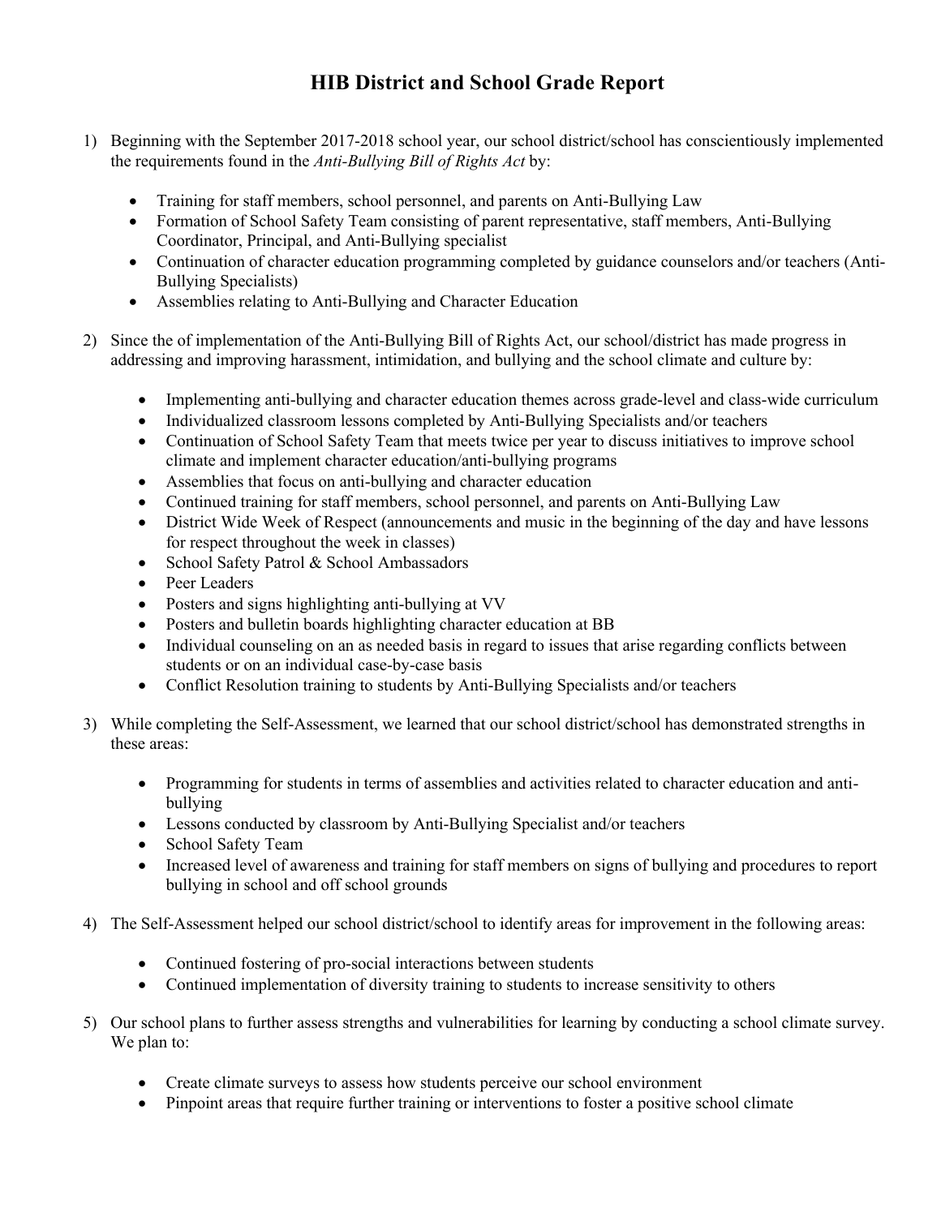# HIB District and School Grade Report

1) Beginning with the September 2017-2018 school year, our school district/school has conscientiously implemented the requirements found in the *Anti-Bullying Bill of Rights Act* by:

    - Training for staff members, school personnel, and parents on Anti-Bullying Law
    - Formation of School Safety Team consisting of parent representative, staff members, Anti-Bullying Coordinator, Principal, and Anti-Bullying specialist
    - Continuation of character education programming completed by guidance counselors and/or teachers (Anti-Bullying Specialists)
    - Assemblies relating to Anti-Bullying and Character Education

2) Since the of implementation of the Anti-Bullying Bill of Rights Act, our school/district has made progress in addressing and improving harassment, intimidation, and bullying and the school climate and culture by:

    - Implementing anti-bullying and character education themes across grade-level and class-wide curriculum
    - Individualized classroom lessons completed by Anti-Bullying Specialists and/or teachers
    - Continuation of School Safety Team that meets twice per year to discuss initiatives to improve school climate and implement character education/anti-bullying programs
    - Assemblies that focus on anti-bullying and character education
    - Continued training for staff members, school personnel, and parents on Anti-Bullying Law
    - District Wide Week of Respect (announcements and music in the beginning of the day and have lessons for respect throughout the week in classes)
    - School Safety Patrol & School Ambassadors
    - Peer Leaders
    - Posters and signs highlighting anti-bullying at VV
    - Posters and bulletin boards highlighting character education at BB
    - Individual counseling on an as needed basis in regard to issues that arise regarding conflicts between students or on an individual case-by-case basis
    - Conflict Resolution training to students by Anti-Bullying Specialists and/or teachers

3) While completing the Self-Assessment, we learned that our school district/school has demonstrated strengths in these areas:

    - Programming for students in terms of assemblies and activities related to character education and anti-bullying
    - Lessons conducted by classroom by Anti-Bullying Specialist and/or teachers
    - School Safety Team
    - Increased level of awareness and training for staff members on signs of bullying and procedures to report bullying in school and off school grounds

4) The Self-Assessment helped our school district/school to identify areas for improvement in the following areas:

    - Continued fostering of pro-social interactions between students
    - Continued implementation of diversity training to students to increase sensitivity to others

5) Our school plans to further assess strengths and vulnerabilities for learning by conducting a school climate survey. We plan to:

    - Create climate surveys to assess how students perceive our school environment
    - Pinpoint areas that require further training or interventions to foster a positive school climate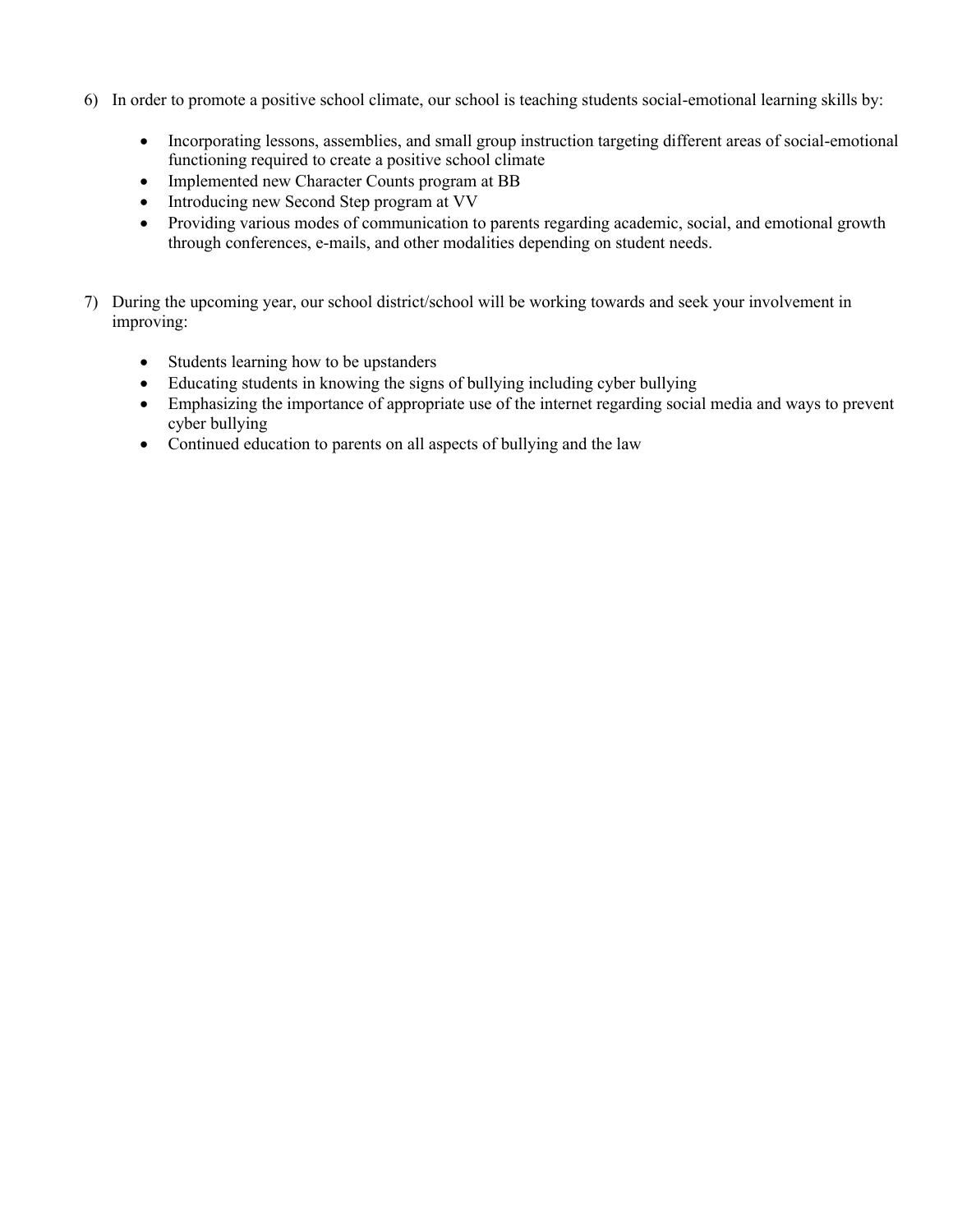6) In order to promote a positive school climate, our school is teaching students social-emotional learning skills by:

    - Incorporating lessons, assemblies, and small group instruction targeting different areas of social-emotional functioning required to create a positive school climate
    - Implemented new Character Counts program at BB
    - Introducing new Second Step program at VV
    - Providing various modes of communication to parents regarding academic, social, and emotional growth through conferences, e-mails, and other modalities depending on student needs.

7) During the upcoming year, our school district/school will be working towards and seek your involvement in improving:

    - Students learning how to be upstanders
    - Educating students in knowing the signs of bullying including cyber bullying
    - Emphasizing the importance of appropriate use of the internet regarding social media and ways to prevent cyber bullying
    - Continued education to parents on all aspects of bullying and the law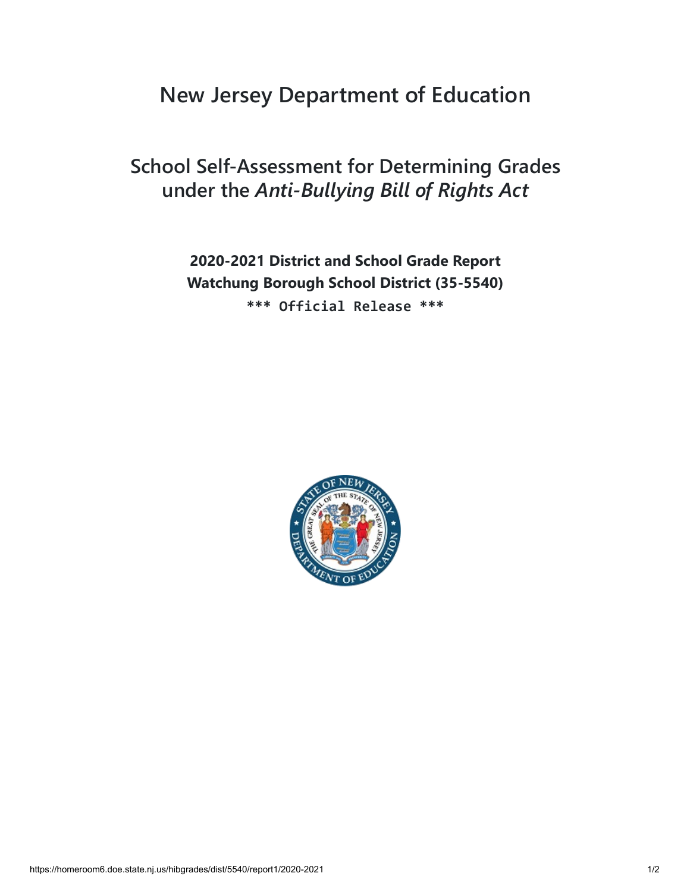# New Jersey Department of Education

## School Self-Assessment for Determining Grades under the *Anti-Bullying Bill of Rights Act*

**2020-2021 District and School Grade Report**

**Watchung Borough School District (35-5540)**

**\*\*\* Official Release \*\*\***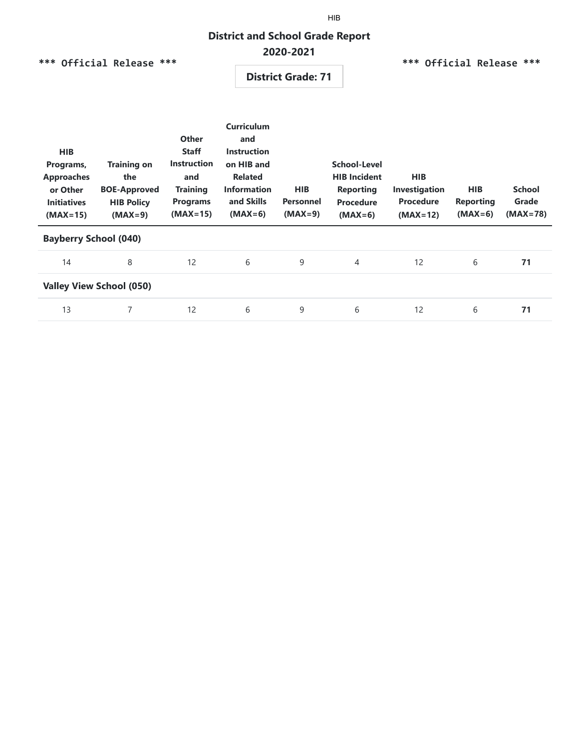# District and School Grade Report

## 2020-2021

**\*\*\* Official Release \*\*\*** **\*\*\* Official Release \*\*\***

**District Grade: 71**

| HIB Programs, Approaches or Other Initiatives (MAX=15) | Training on the BOE-Approved HIB Policy (MAX=9) | Other Staff Instruction and Training Programs (MAX=15) | Curriculum and Instruction on HIB and Related Information and Skills (MAX=6) | HIB Personnel (MAX=9) | School-Level HIB Incident Reporting Procedure (MAX=6) | HIB Investigation Procedure (MAX=12) | HIB Reporting (MAX=6) | School Grade (MAX=78) |
|---|---|---|---|---|---|---|---|---|
| **Bayberry School (040)** | | | | | | | | |
| 14 | 8 | 12 | 6 | 9 | 4 | 12 | 6 | **71** |
| **Valley View School (050)** | | | | | | | | |
| 13 | 7 | 12 | 6 | 9 | 6 | 12 | 6 | **71** |